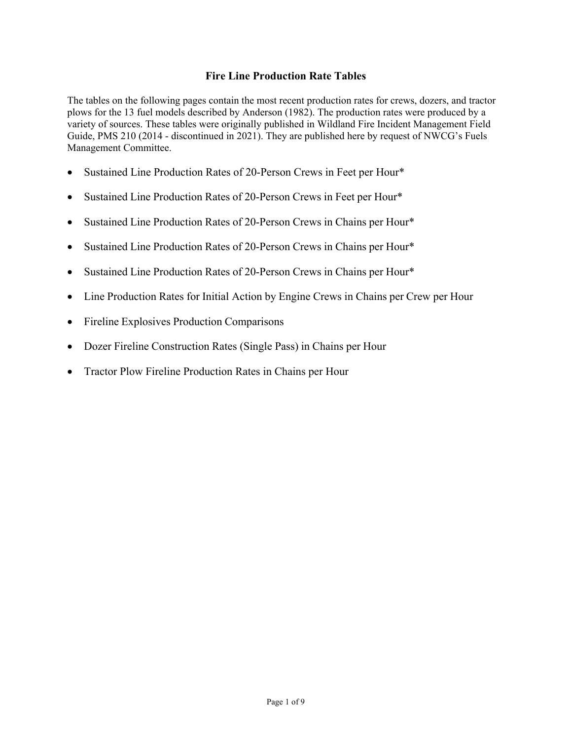# Fire Line Production Rate Tables

The tables on the following pages contain the most recent production rates for crews, dozers, and tractor plows for the 13 fuel models described by Anderson (1982). The production rates were produced by a variety of sources. These tables were originally published in Wildland Fire Incident Management Field Guide, PMS 210 (2014 - discontinued in 2021). They are published here by request of NWCG's Fuels Management Committee.

- Sustained Line Production Rates of 20-Person Crews in Feet per Hour*
- Sustained Line Production Rates of 20-Person Crews in Feet per Hour*
- Sustained Line Production Rates of 20-Person Crews in Chains per Hour*
- Sustained Line Production Rates of 20-Person Crews in Chains per Hour*
- Sustained Line Production Rates of 20-Person Crews in Chains per Hour*
- Line Production Rates for Initial Action by Engine Crews in Chains per Crew per Hour
- Fireline Explosives Production Comparisons
- Dozer Fireline Construction Rates (Single Pass) in Chains per Hour
- Tractor Plow Fireline Production Rates in Chains per Hour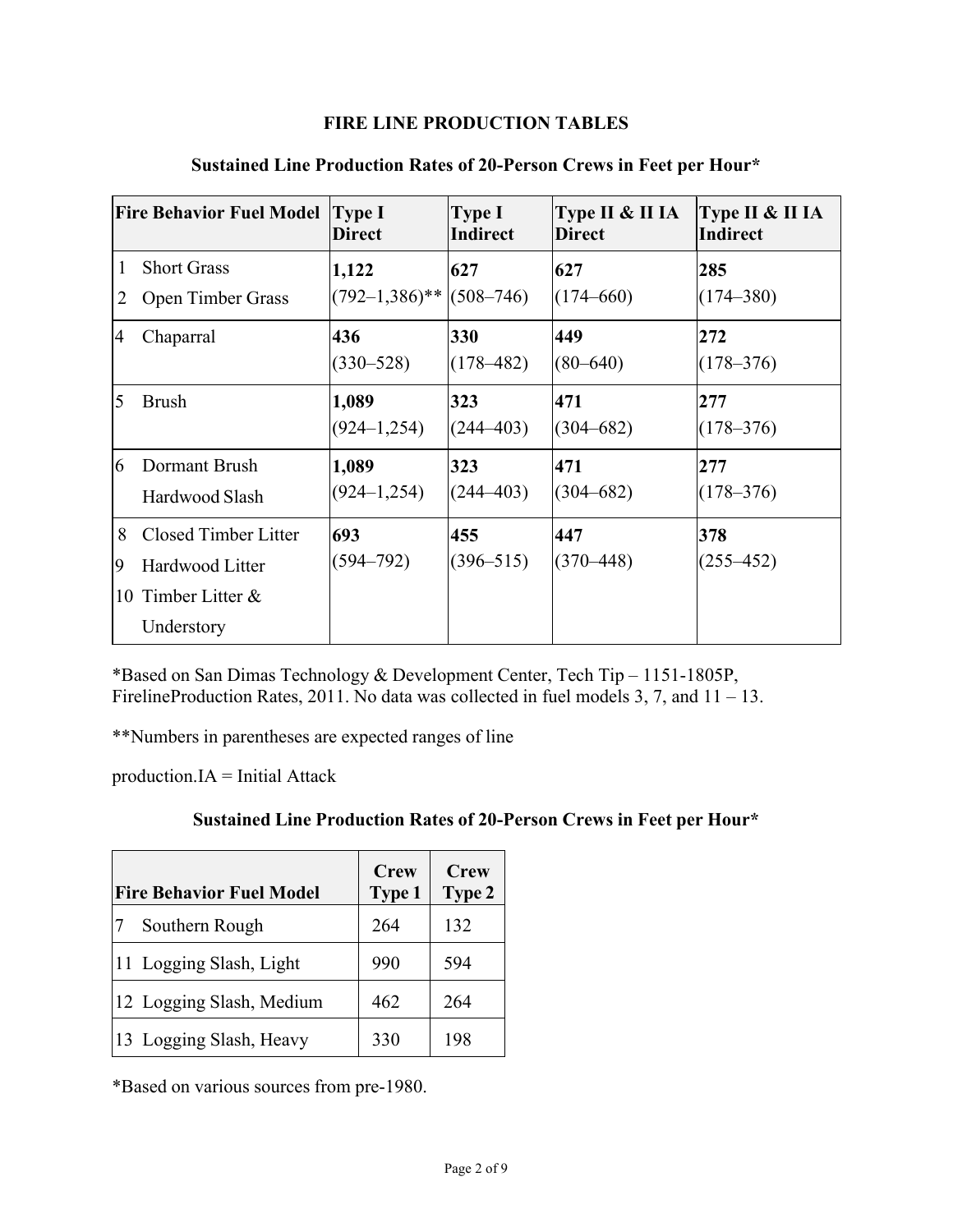## FIRE LINE PRODUCTION TABLES

### Sustained Line Production Rates of 20-Person Crews in Feet per Hour*

| Fire Behavior Fuel Model | Type I Direct | Type I Indirect | Type II & II IA Direct | Type II & II IA Indirect |
|---|---|---|---|---|
| 1 Short Grass<br>2 Open Timber Grass | **1,122**<br>(792–1,386)** | **627**<br>(508–746) | **627**<br>(174–660) | **285**<br>(174–380) |
| 4 Chaparral | **436**<br>(330–528) | **330**<br>(178–482) | **449**<br>(80–640) | **272**<br>(178–376) |
| 5 Brush | **1,089**<br>(924–1,254) | **323**<br>(244–403) | **471**<br>(304–682) | **277**<br>(178–376) |
| 6 Dormant Brush<br>Hardwood Slash | **1,089**<br>(924–1,254) | **323**<br>(244–403) | **471**<br>(304–682) | **277**<br>(178–376) |
| 8 Closed Timber Litter<br>9 Hardwood Litter<br>10 Timber Litter & Understory | **693**<br>(594–792) | **455**<br>(396–515) | **447**<br>(370–448) | **378**<br>(255–452) |

*Based on San Dimas Technology & Development Center, Tech Tip – 1151-1805P, FirelineProduction Rates, 2011. No data was collected in fuel models 3, 7, and 11 – 13.

**Numbers in parentheses are expected ranges of line

production.IA = Initial Attack

### Sustained Line Production Rates of 20-Person Crews in Feet per Hour*

| Fire Behavior Fuel Model | Crew Type 1 | Crew Type 2 |
|---|---|---|
| 7 Southern Rough | 264 | 132 |
| 11 Logging Slash, Light | 990 | 594 |
| 12 Logging Slash, Medium | 462 | 264 |
| 13 Logging Slash, Heavy | 330 | 198 |

*Based on various sources from pre-1980.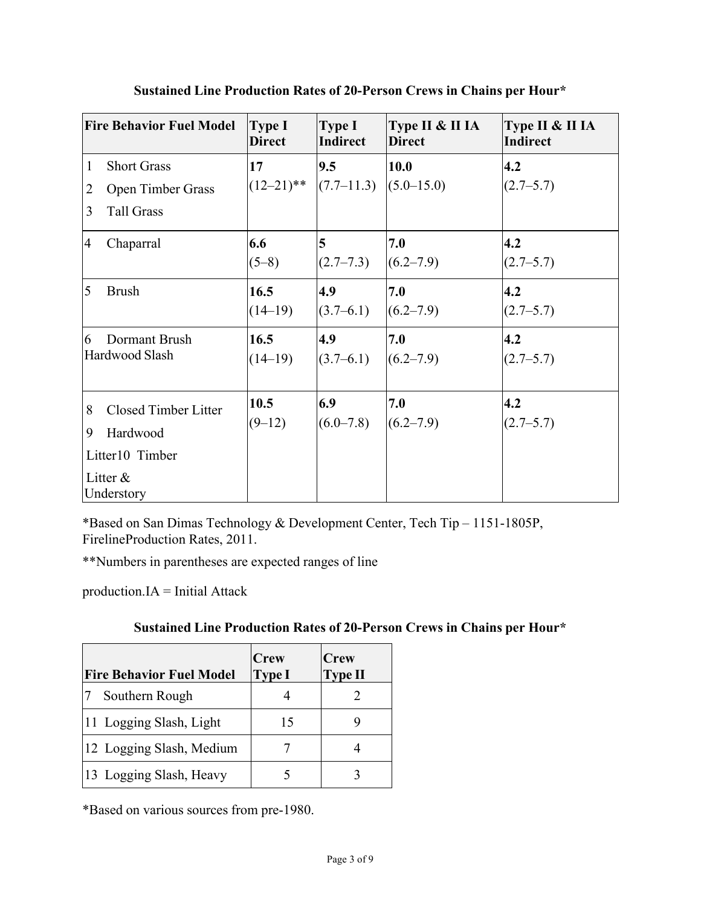**Sustained Line Production Rates of 20-Person Crews in Chains per Hour***

| Fire Behavior Fuel Model | Type I Direct | Type I Indirect | Type II & II IA Direct | Type II & II IA Indirect |
|---|---|---|---|---|
| 1 Short Grass<br>2 Open Timber Grass<br>3 Tall Grass | **17**<br>(12–21)** | **9.5**<br>(7.7–11.3) | **10.0**<br>(5.0–15.0) | **4.2**<br>(2.7–5.7) |
| 4 Chaparral | **6.6**<br>(5–8) | **5**<br>(2.7–7.3) | **7.0**<br>(6.2–7.9) | **4.2**<br>(2.7–5.7) |
| 5 Brush | **16.5**<br>(14–19) | **4.9**<br>(3.7–6.1) | **7.0**<br>(6.2–7.9) | **4.2**<br>(2.7–5.7) |
| 6 Dormant Brush Hardwood Slash | **16.5**<br>(14–19) | **4.9**<br>(3.7–6.1) | **7.0**<br>(6.2–7.9) | **4.2**<br>(2.7–5.7) |
| 8 Closed Timber Litter<br>9 Hardwood<br>Litter10 Timber<br>Litter & Understory | **10.5**<br>(9–12) | **6.9**<br>(6.0–7.8) | **7.0**<br>(6.2–7.9) | **4.2**<br>(2.7–5.7) |

*Based on San Dimas Technology & Development Center, Tech Tip – 1151-1805P, FirelineProduction Rates, 2011.

**Numbers in parentheses are expected ranges of line

production.IA = Initial Attack

**Sustained Line Production Rates of 20-Person Crews in Chains per Hour***

| Fire Behavior Fuel Model | Crew Type I | Crew Type II |
|---|---|---|
| 7 Southern Rough | 4 | 2 |
| 11 Logging Slash, Light | 15 | 9 |
| 12 Logging Slash, Medium | 7 | 4 |
| 13 Logging Slash, Heavy | 5 | 3 |

*Based on various sources from pre-1980.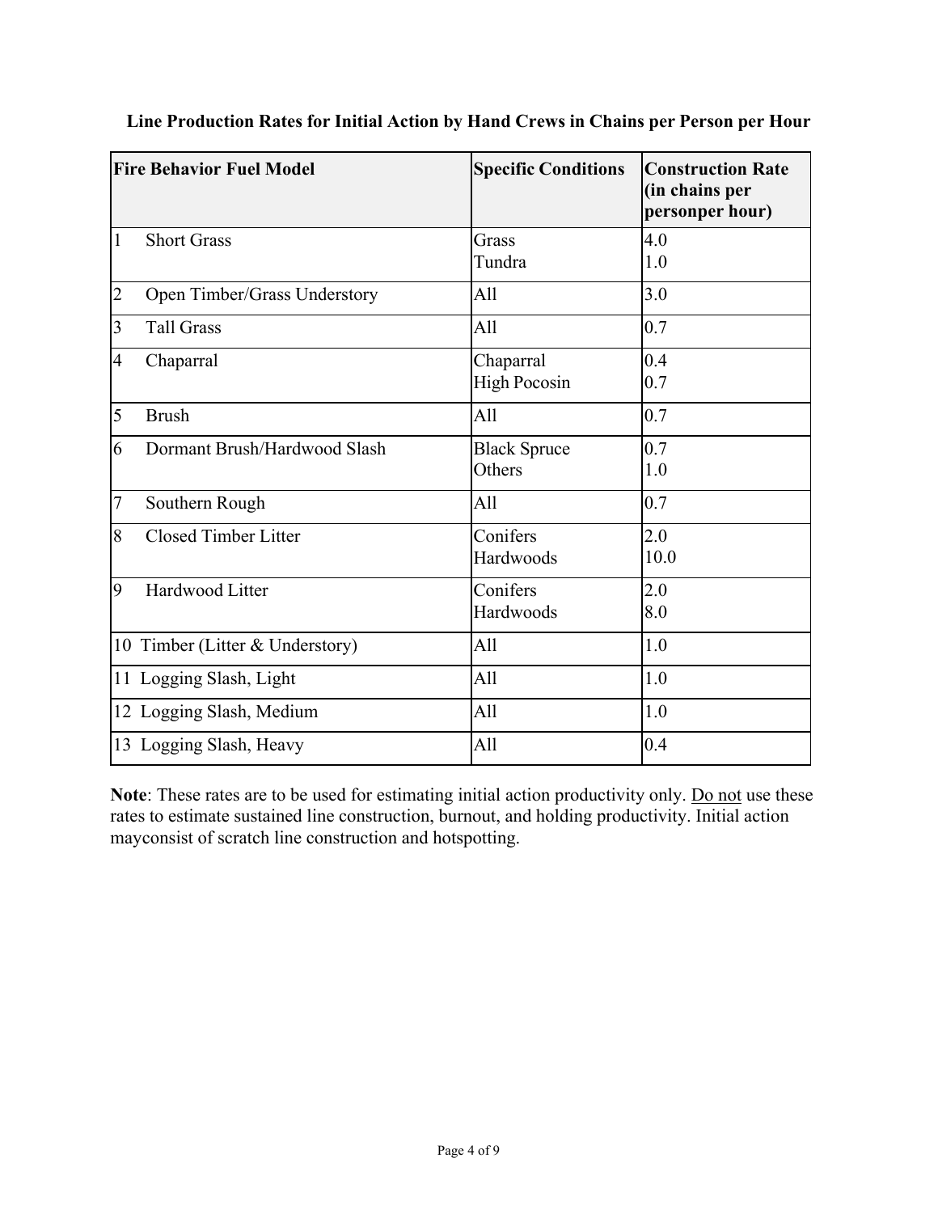**Line Production Rates for Initial Action by Hand Crews in Chains per Person per Hour**

| Fire Behavior Fuel Model | Specific Conditions | Construction Rate (in chains per personper hour) |
|---|---|---|
| 1 Short Grass | Grass<br>Tundra | 4.0<br>1.0 |
| 2 Open Timber/Grass Understory | All | 3.0 |
| 3 Tall Grass | All | 0.7 |
| 4 Chaparral | Chaparral<br>High Pocosin | 0.4<br>0.7 |
| 5 Brush | All | 0.7 |
| 6 Dormant Brush/Hardwood Slash | Black Spruce<br>Others | 0.7<br>1.0 |
| 7 Southern Rough | All | 0.7 |
| 8 Closed Timber Litter | Conifers<br>Hardwoods | 2.0<br>10.0 |
| 9 Hardwood Litter | Conifers<br>Hardwoods | 2.0<br>8.0 |
| 10 Timber (Litter & Understory) | All | 1.0 |
| 11 Logging Slash, Light | All | 1.0 |
| 12 Logging Slash, Medium | All | 1.0 |
| 13 Logging Slash, Heavy | All | 0.4 |

**Note**: These rates are to be used for estimating initial action productivity only. Do not use these rates to estimate sustained line construction, burnout, and holding productivity. Initial action mayconsist of scratch line construction and hotspotting.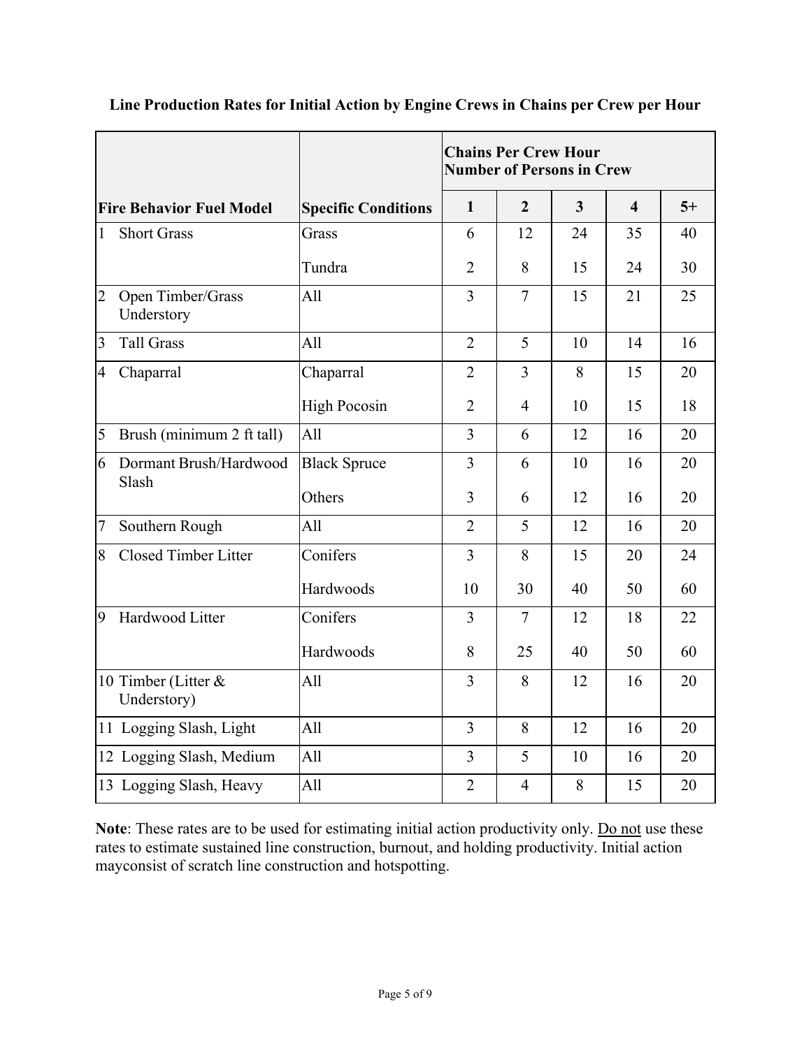**Line Production Rates for Initial Action by Engine Crews in Chains per Crew per Hour**

| Fire Behavior Fuel Model | Specific Conditions | Chains Per Crew Hour Number of Persons in Crew | | | | |
|---|---|---|---|---|---|---|
| | | 1 | 2 | 3 | 4 | 5+ |
| 1 Short Grass | Grass | 6 | 12 | 24 | 35 | 40 |
| | Tundra | 2 | 8 | 15 | 24 | 30 |
| 2 Open Timber/Grass Understory | All | 3 | 7 | 15 | 21 | 25 |
| 3 Tall Grass | All | 2 | 5 | 10 | 14 | 16 |
| 4 Chaparral | Chaparral | 2 | 3 | 8 | 15 | 20 |
| | High Pocosin | 2 | 4 | 10 | 15 | 18 |
| 5 Brush (minimum 2 ft tall) | All | 3 | 6 | 12 | 16 | 20 |
| 6 Dormant Brush/Hardwood Slash | Black Spruce | 3 | 6 | 10 | 16 | 20 |
| | Others | 3 | 6 | 12 | 16 | 20 |
| 7 Southern Rough | All | 2 | 5 | 12 | 16 | 20 |
| 8 Closed Timber Litter | Conifers | 3 | 8 | 15 | 20 | 24 |
| | Hardwoods | 10 | 30 | 40 | 50 | 60 |
| 9 Hardwood Litter | Conifers | 3 | 7 | 12 | 18 | 22 |
| | Hardwoods | 8 | 25 | 40 | 50 | 60 |
| 10 Timber (Litter & Understory) | All | 3 | 8 | 12 | 16 | 20 |
| 11 Logging Slash, Light | All | 3 | 8 | 12 | 16 | 20 |
| 12 Logging Slash, Medium | All | 3 | 5 | 10 | 16 | 20 |
| 13 Logging Slash, Heavy | All | 2 | 4 | 8 | 15 | 20 |

**Note**: These rates are to be used for estimating initial action productivity only. Do not use these rates to estimate sustained line construction, burnout, and holding productivity. Initial action mayconsist of scratch line construction and hotspotting.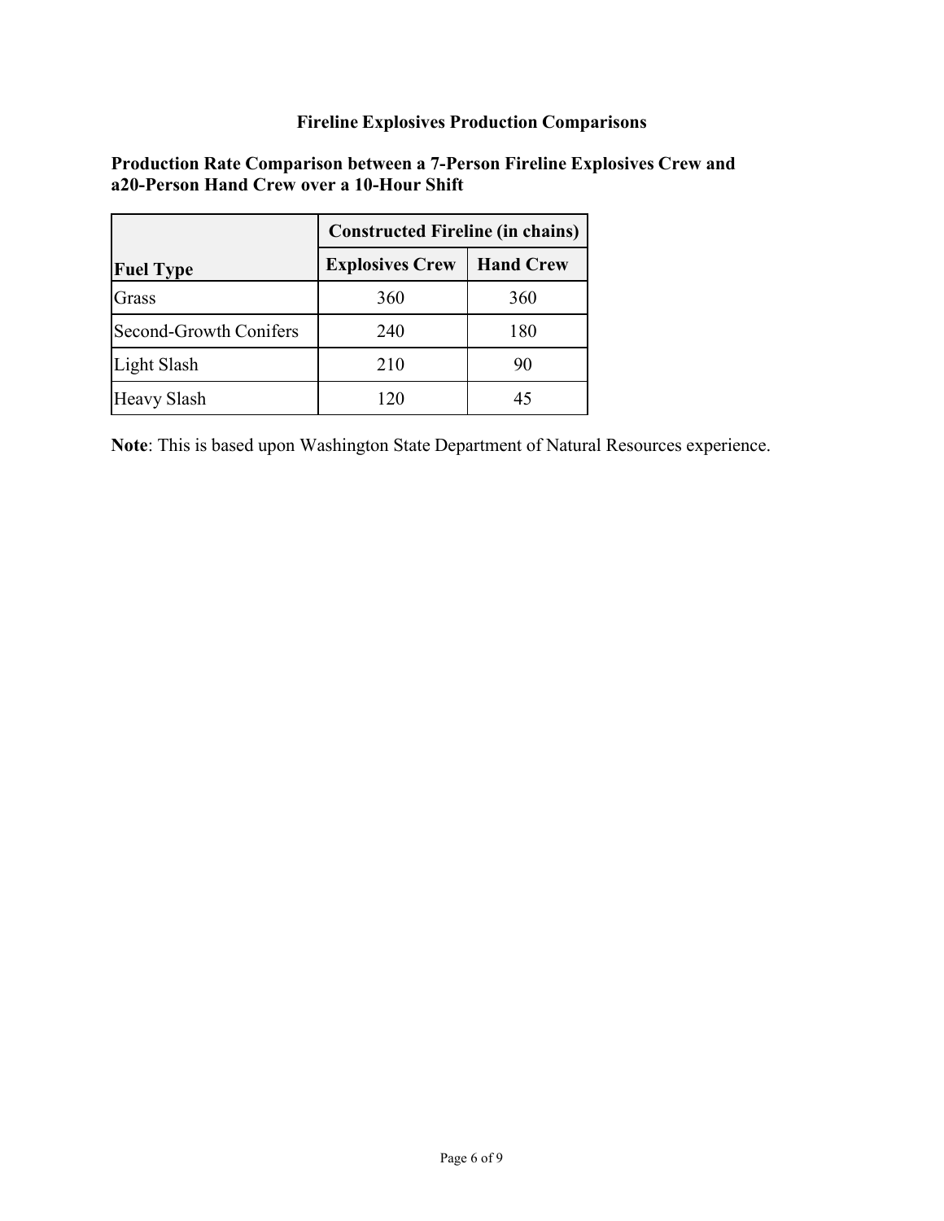# Fireline Explosives Production Comparisons

## Production Rate Comparison between a 7-Person Fireline Explosives Crew and a20-Person Hand Crew over a 10-Hour Shift

| | Constructed Fireline (in chains) | |
|---|---|---|
| **Fuel Type** | **Explosives Crew** | **Hand Crew** |
| Grass | 360 | 360 |
| Second-Growth Conifers | 240 | 180 |
| Light Slash | 210 | 90 |
| Heavy Slash | 120 | 45 |

**Note**: This is based upon Washington State Department of Natural Resources experience.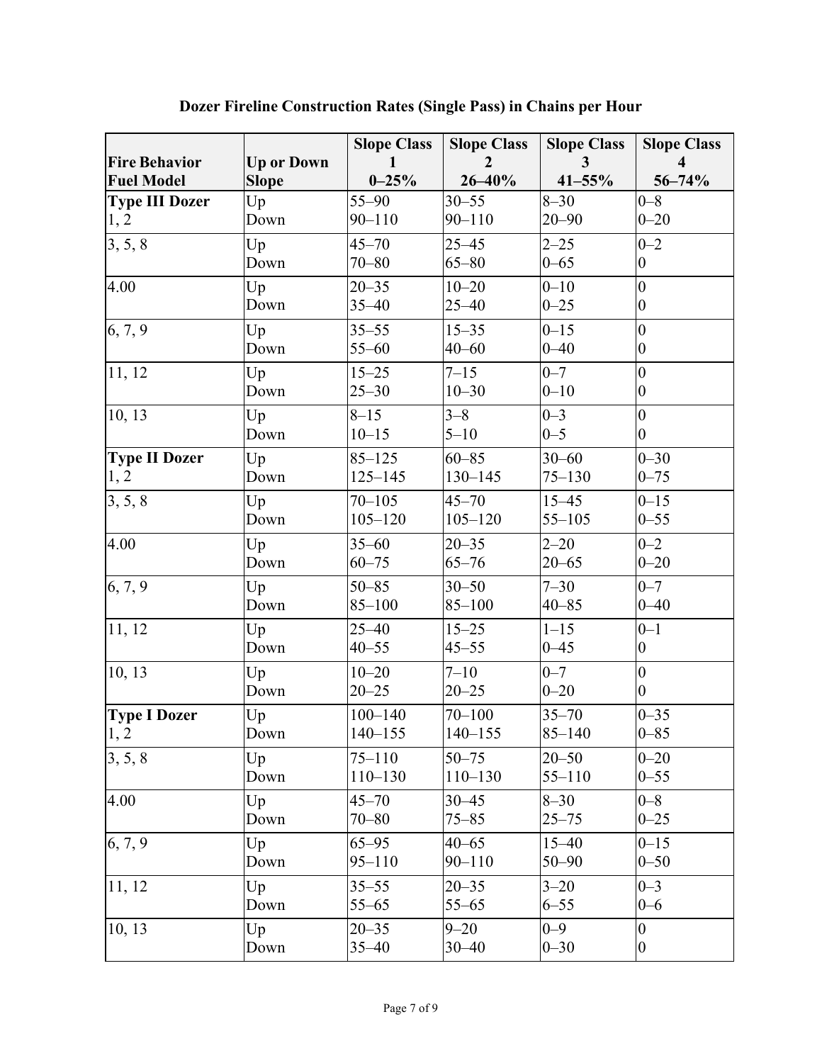**Dozer Fireline Construction Rates (Single Pass) in Chains per Hour**

| Fire Behavior Fuel Model | Up or Down Slope | Slope Class 1 0–25% | Slope Class 2 26–40% | Slope Class 3 41–55% | Slope Class 4 56–74% |
|---|---|---|---|---|---|
| **Type III Dozer** 1, 2 | Up | 55–90 | 30–55 | 8–30 | 0–8 |
| | Down | 90–110 | 90–110 | 20–90 | 0–20 |
| 3, 5, 8 | Up | 45–70 | 25–45 | 2–25 | 0–2 |
| | Down | 70–80 | 65–80 | 0–65 | 0 |
| 4.00 | Up | 20–35 | 10–20 | 0–10 | 0 |
| | Down | 35–40 | 25–40 | 0–25 | 0 |
| 6, 7, 9 | Up | 35–55 | 15–35 | 0–15 | 0 |
| | Down | 55–60 | 40–60 | 0–40 | 0 |
| 11, 12 | Up | 15–25 | 7–15 | 0–7 | 0 |
| | Down | 25–30 | 10–30 | 0–10 | 0 |
| 10, 13 | Up | 8–15 | 3–8 | 0–3 | 0 |
| | Down | 10–15 | 5–10 | 0–5 | 0 |
| **Type II Dozer** 1, 2 | Up | 85–125 | 60–85 | 30–60 | 0–30 |
| | Down | 125–145 | 130–145 | 75–130 | 0–75 |
| 3, 5, 8 | Up | 70–105 | 45–70 | 15–45 | 0–15 |
| | Down | 105–120 | 105–120 | 55–105 | 0–55 |
| 4.00 | Up | 35–60 | 20–35 | 2–20 | 0–2 |
| | Down | 60–75 | 65–76 | 20–65 | 0–20 |
| 6, 7, 9 | Up | 50–85 | 30–50 | 7–30 | 0–7 |
| | Down | 85–100 | 85–100 | 40–85 | 0–40 |
| 11, 12 | Up | 25–40 | 15–25 | 1–15 | 0–1 |
| | Down | 40–55 | 45–55 | 0–45 | 0 |
| 10, 13 | Up | 10–20 | 7–10 | 0–7 | 0 |
| | Down | 20–25 | 20–25 | 0–20 | 0 |
| **Type I Dozer** 1, 2 | Up | 100–140 | 70–100 | 35–70 | 0–35 |
| | Down | 140–155 | 140–155 | 85–140 | 0–85 |
| 3, 5, 8 | Up | 75–110 | 50–75 | 20–50 | 0–20 |
| | Down | 110–130 | 110–130 | 55–110 | 0–55 |
| 4.00 | Up | 45–70 | 30–45 | 8–30 | 0–8 |
| | Down | 70–80 | 75–85 | 25–75 | 0–25 |
| 6, 7, 9 | Up | 65–95 | 40–65 | 15–40 | 0–15 |
| | Down | 95–110 | 90–110 | 50–90 | 0–50 |
| 11, 12 | Up | 35–55 | 20–35 | 3–20 | 0–3 |
| | Down | 55–65 | 55–65 | 6–55 | 0–6 |
| 10, 13 | Up | 20–35 | 9–20 | 0–9 | 0 |
| | Down | 35–40 | 30–40 | 0–30 | 0 |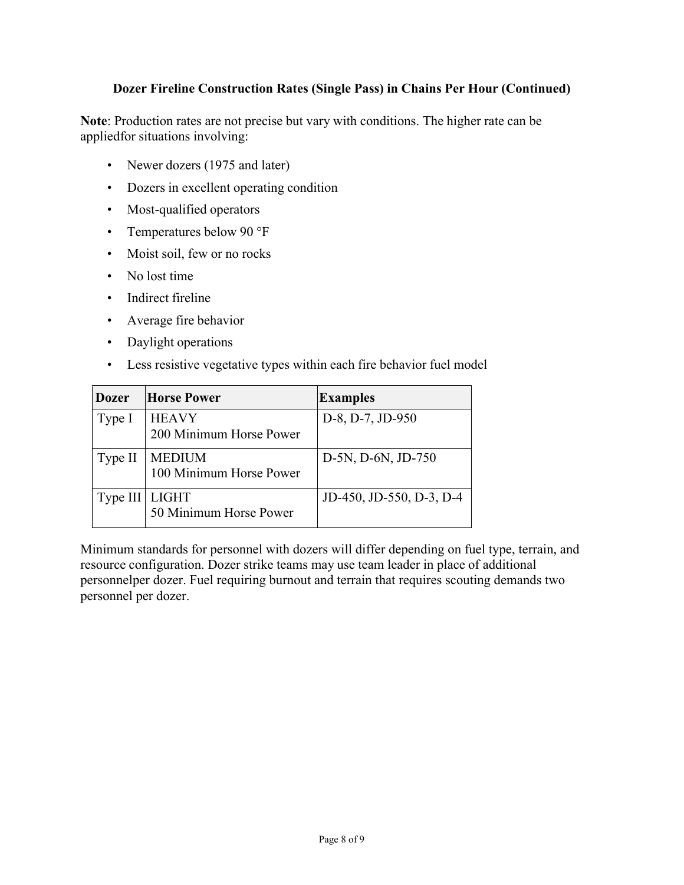**Dozer Fireline Construction Rates (Single Pass) in Chains Per Hour (Continued)**

**Note**: Production rates are not precise but vary with conditions. The higher rate can be appliedfor situations involving:

- Newer dozers (1975 and later)
- Dozers in excellent operating condition
- Most-qualified operators
- Temperatures below 90 °F
- Moist soil, few or no rocks
- No lost time
- Indirect fireline
- Average fire behavior
- Daylight operations
- Less resistive vegetative types within each fire behavior fuel model

| Dozer | Horse Power | Examples |
|---|---|---|
| Type I | HEAVY<br>200 Minimum Horse Power | D-8, D-7, JD-950 |
| Type II | MEDIUM<br>100 Minimum Horse Power | D-5N, D-6N, JD-750 |
| Type III | LIGHT<br>50 Minimum Horse Power | JD-450, JD-550, D-3, D-4 |

Minimum standards for personnel with dozers will differ depending on fuel type, terrain, and resource configuration. Dozer strike teams may use team leader in place of additional personnelper dozer. Fuel requiring burnout and terrain that requires scouting demands two personnel per dozer.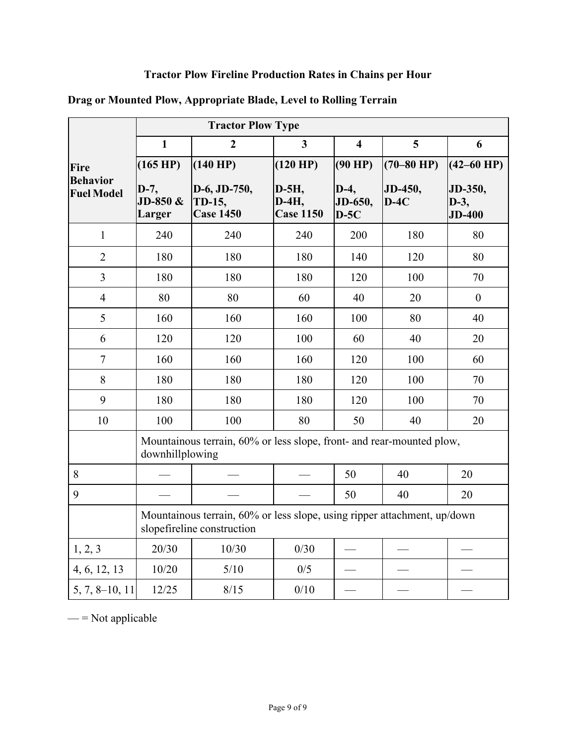**Tractor Plow Fireline Production Rates in Chains per Hour**

**Drag or Mounted Plow, Appropriate Blade, Level to Rolling Terrain**

| Fire Behavior Fuel Model | Tractor Plow Type | | | | | |
|---|---|---|---|---|---|---|
| | 1 | 2 | 3 | 4 | 5 | 6 |
| | (165 HP) D-7, JD-850 & Larger | (140 HP) D-6, JD-750, TD-15, Case 1450 | (120 HP) D-5H, D-4H, Case 1150 | (90 HP) D-4, JD-650, D-5C | (70–80 HP) JD-450, D-4C | (42–60 HP) JD-350, D-3, JD-400 |
| 1 | 240 | 240 | 240 | 200 | 180 | 80 |
| 2 | 180 | 180 | 180 | 140 | 120 | 80 |
| 3 | 180 | 180 | 180 | 120 | 100 | 70 |
| 4 | 80 | 80 | 60 | 40 | 20 | 0 |
| 5 | 160 | 160 | 160 | 100 | 80 | 40 |
| 6 | 120 | 120 | 100 | 60 | 40 | 20 |
| 7 | 160 | 160 | 160 | 120 | 100 | 60 |
| 8 | 180 | 180 | 180 | 120 | 100 | 70 |
| 9 | 180 | 180 | 180 | 120 | 100 | 70 |
| 10 | 100 | 100 | 80 | 50 | 40 | 20 |
| | Mountainous terrain, 60% or less slope, front- and rear-mounted plow, downhillplowing | | | | | |
| 8 | — | — | — | 50 | 40 | 20 |
| 9 | — | — | — | 50 | 40 | 20 |
| | Mountainous terrain, 60% or less slope, using ripper attachment, up/down slopefireline construction | | | | | |
| 1, 2, 3 | 20/30 | 10/30 | 0/30 | — | — | — |
| 4, 6, 12, 13 | 10/20 | 5/10 | 0/5 | — | — | — |
| 5, 7, 8–10, 11 | 12/25 | 8/15 | 0/10 | — | — | — |

— = Not applicable